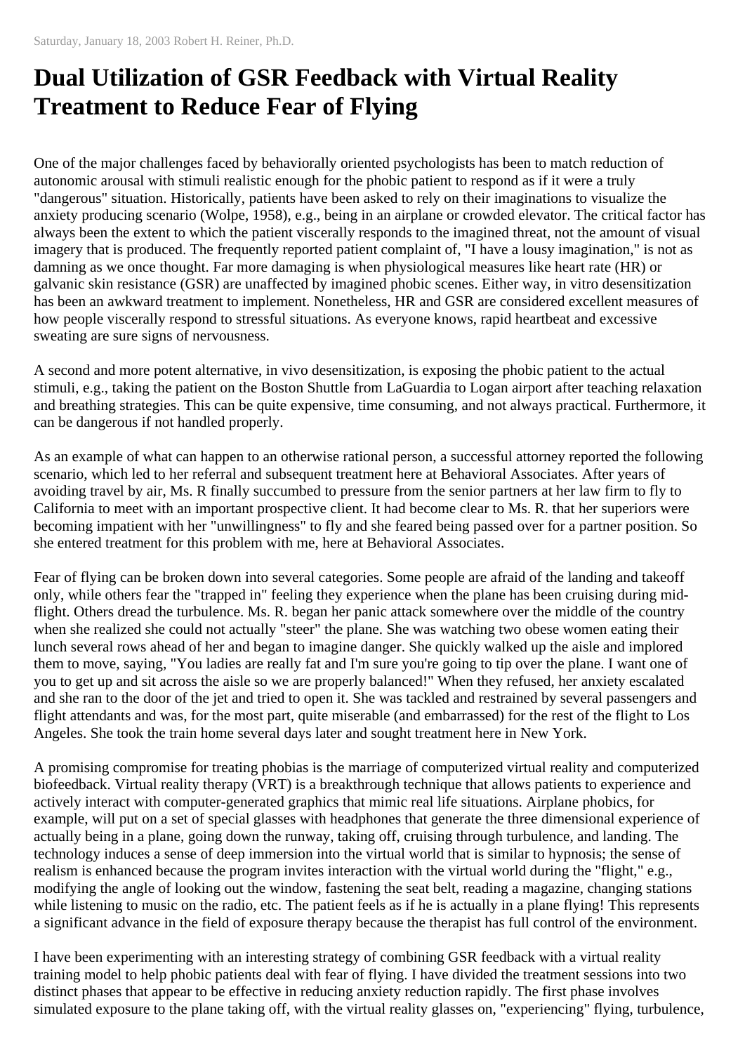Saturday, January 18, 2003 Robert H. Reiner, Ph.D.

# Dual Utilization of GSR Feedback with Virtual Reality Treatment to Reduce Fear of Flying

One of the major challenges faced by behaviorally oriented psychologists has been to match reduction of autonomic arousal with stimuli realistic enough for the phobic patient to respond as if it were a truly "dangerous" situation. Historically, patients have been asked to rely on their imaginations to visualize the anxiety producing scenario (Wolpe, 1958), e.g., being in an airplane or crowded elevator. The critical factor has always been the extent to which the patient viscerally responds to the imagined threat, not the amount of visual imagery that is produced. The frequently reported patient complaint of, "I have a lousy imagination," is not as damning as we once thought. Far more damaging is when physiological measures like heart rate (HR) or galvanic skin resistance (GSR) are unaffected by imagined phobic scenes. Either way, in vitro desensitization has been an awkward treatment to implement. Nonetheless, HR and GSR are considered excellent measures of how people viscerally respond to stressful situations. As everyone knows, rapid heartbeat and excessive sweating are sure signs of nervousness.

A second and more potent alternative, in vivo desensitization, is exposing the phobic patient to the actual stimuli, e.g., taking the patient on the Boston Shuttle from LaGuardia to Logan airport after teaching relaxation and breathing strategies. This can be quite expensive, time consuming, and not always practical. Furthermore, it can be dangerous if not handled properly.

As an example of what can happen to an otherwise rational person, a successful attorney reported the following scenario, which led to her referral and subsequent treatment here at Behavioral Associates. After years of avoiding travel by air, Ms. R finally succumbed to pressure from the senior partners at her law firm to fly to California to meet with an important prospective client. It had become clear to Ms. R. that her superiors were becoming impatient with her "unwillingness" to fly and she feared being passed over for a partner position. So she entered treatment for this problem with me, here at Behavioral Associates.

Fear of flying can be broken down into several categories. Some people are afraid of the landing and takeoff only, while others fear the "trapped in" feeling they experience when the plane has been cruising during mid-flight. Others dread the turbulence. Ms. R. began her panic attack somewhere over the middle of the country when she realized she could not actually "steer" the plane. She was watching two obese women eating their lunch several rows ahead of her and began to imagine danger. She quickly walked up the aisle and implored them to move, saying, "You ladies are really fat and I'm sure you're going to tip over the plane. I want one of you to get up and sit across the aisle so we are properly balanced!" When they refused, her anxiety escalated and she ran to the door of the jet and tried to open it. She was tackled and restrained by several passengers and flight attendants and was, for the most part, quite miserable (and embarrassed) for the rest of the flight to Los Angeles. She took the train home several days later and sought treatment here in New York.

A promising compromise for treating phobias is the marriage of computerized virtual reality and computerized biofeedback. Virtual reality therapy (VRT) is a breakthrough technique that allows patients to experience and actively interact with computer-generated graphics that mimic real life situations. Airplane phobics, for example, will put on a set of special glasses with headphones that generate the three dimensional experience of actually being in a plane, going down the runway, taking off, cruising through turbulence, and landing. The technology induces a sense of deep immersion into the virtual world that is similar to hypnosis; the sense of realism is enhanced because the program invites interaction with the virtual world during the "flight," e.g., modifying the angle of looking out the window, fastening the seat belt, reading a magazine, changing stations while listening to music on the radio, etc. The patient feels as if he is actually in a plane flying! This represents a significant advance in the field of exposure therapy because the therapist has full control of the environment.

I have been experimenting with an interesting strategy of combining GSR feedback with a virtual reality training model to help phobic patients deal with fear of flying. I have divided the treatment sessions into two distinct phases that appear to be effective in reducing anxiety reduction rapidly. The first phase involves simulated exposure to the plane taking off, with the virtual reality glasses on, "experiencing" flying, turbulence,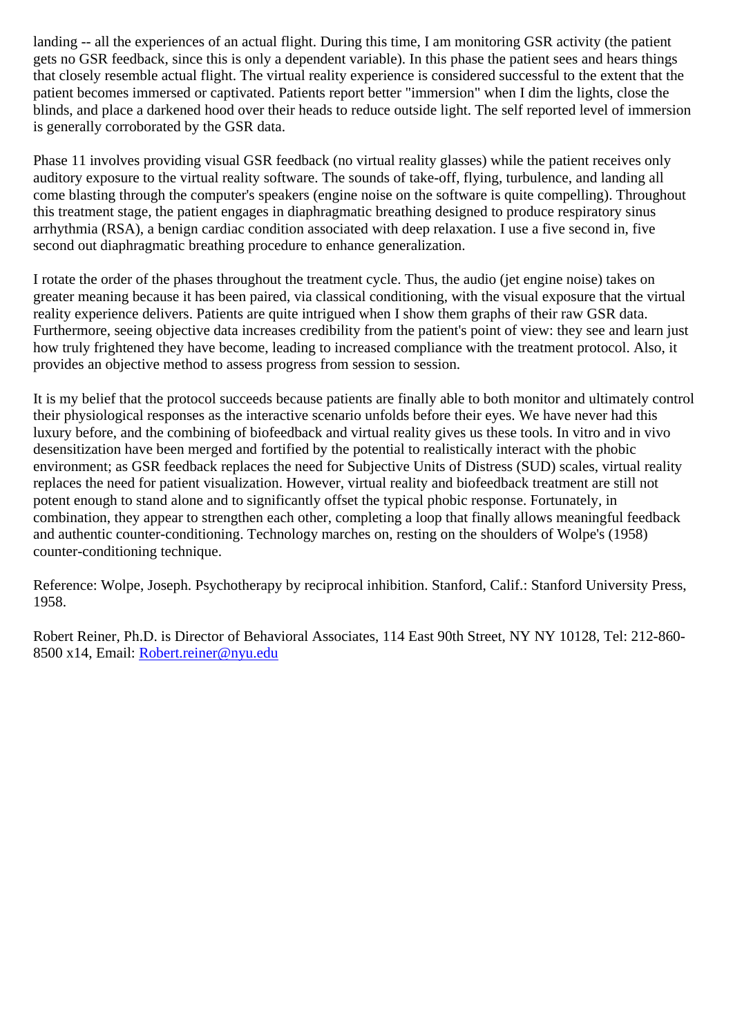landing -- all the experiences of an actual flight. During this time, I am monitoring GSR activity (the patient gets no GSR feedback, since this is only a dependent variable). In this phase the patient sees and hears things that closely resemble actual flight. The virtual reality experience is considered successful to the extent that the patient becomes immersed or captivated. Patients report better "immersion" when I dim the lights, close the blinds, and place a darkened hood over their heads to reduce outside light. The self reported level of immersion is generally corroborated by the GSR data.

Phase 11 involves providing visual GSR feedback (no virtual reality glasses) while the patient receives only auditory exposure to the virtual reality software. The sounds of take-off, flying, turbulence, and landing all come blasting through the computer's speakers (engine noise on the software is quite compelling). Throughout this treatment stage, the patient engages in diaphragmatic breathing designed to produce respiratory sinus arrhythmia (RSA), a benign cardiac condition associated with deep relaxation. I use a five second in, five second out diaphragmatic breathing procedure to enhance generalization.

I rotate the order of the phases throughout the treatment cycle. Thus, the audio (jet engine noise) takes on greater meaning because it has been paired, via classical conditioning, with the visual exposure that the virtual reality experience delivers. Patients are quite intrigued when I show them graphs of their raw GSR data. Furthermore, seeing objective data increases credibility from the patient's point of view: they see and learn just how truly frightened they have become, leading to increased compliance with the treatment protocol. Also, it provides an objective method to assess progress from session to session.

It is my belief that the protocol succeeds because patients are finally able to both monitor and ultimately control their physiological responses as the interactive scenario unfolds before their eyes. We have never had this luxury before, and the combining of biofeedback and virtual reality gives us these tools. In vitro and in vivo desensitization have been merged and fortified by the potential to realistically interact with the phobic environment; as GSR feedback replaces the need for Subjective Units of Distress (SUD) scales, virtual reality replaces the need for patient visualization. However, virtual reality and biofeedback treatment are still not potent enough to stand alone and to significantly offset the typical phobic response. Fortunately, in combination, they appear to strengthen each other, completing a loop that finally allows meaningful feedback and authentic counter-conditioning. Technology marches on, resting on the shoulders of Wolpe's (1958) counter-conditioning technique.

Reference: Wolpe, Joseph. Psychotherapy by reciprocal inhibition. Stanford, Calif.: Stanford University Press, 1958.

Robert Reiner, Ph.D. is Director of Behavioral Associates, 114 East 90th Street, NY NY 10128, Tel: 212-860-8500 x14, Email: Robert.reiner@nyu.edu